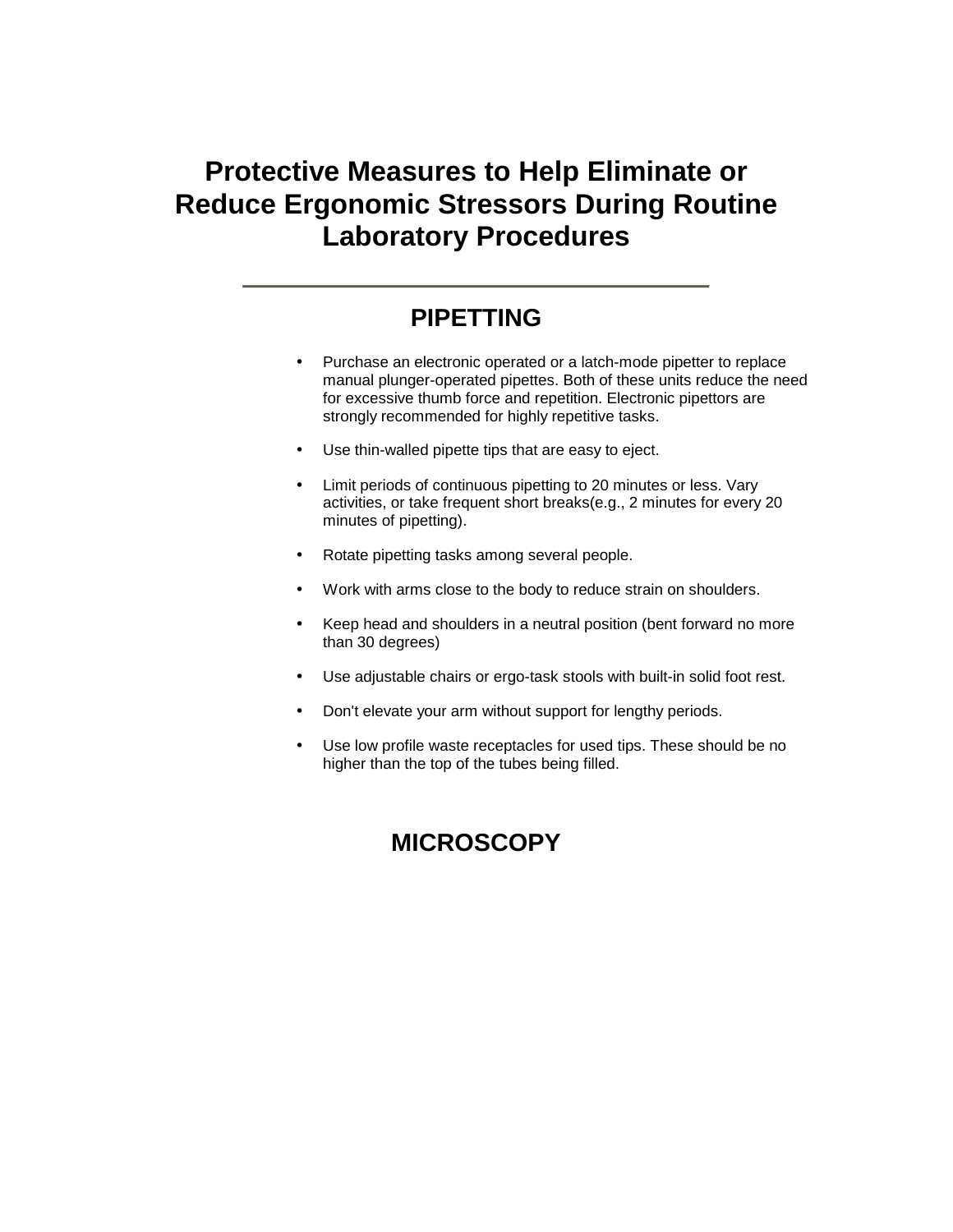# Protective Measures to Help Eliminate or Reduce Ergonomic Stressors During Routine Laboratory Procedures

## PIPETTING

- Purchase an electronic operated or a latch-mode pipetter to replace manual plunger-operated pipettes. Both of these units reduce the need for excessive thumb force and repetition. Electronic pipettors are strongly recommended for highly repetitive tasks.
- Use thin-walled pipette tips that are easy to eject.
- Limit periods of continuous pipetting to 20 minutes or less. Vary activities, or take frequent short breaks(e.g., 2 minutes for every 20 minutes of pipetting).
- Rotate pipetting tasks among several people.
- Work with arms close to the body to reduce strain on shoulders.
- Keep head and shoulders in a neutral position (bent forward no more than 30 degrees)
- Use adjustable chairs or ergo-task stools with built-in solid foot rest.
- Don't elevate your arm without support for lengthy periods.
- Use low profile waste receptacles for used tips. These should be no higher than the top of the tubes being filled.

## MICROSCOPY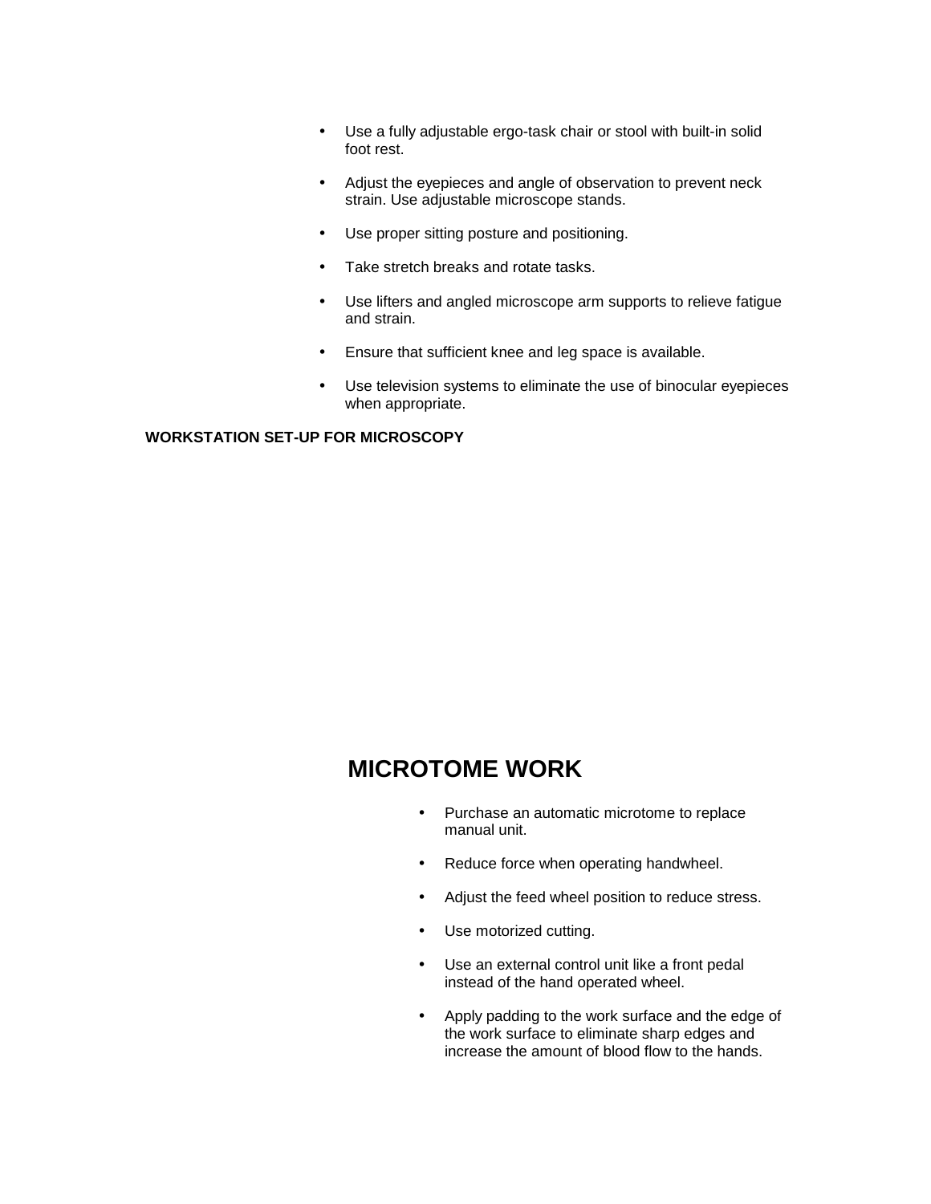- Use a fully adjustable ergo-task chair or stool with built-in solid foot rest.
- Adjust the eyepieces and angle of observation to prevent neck strain. Use adjustable microscope stands.
- Use proper sitting posture and positioning.
- Take stretch breaks and rotate tasks.
- Use lifters and angled microscope arm supports to relieve fatigue and strain.
- Ensure that sufficient knee and leg space is available.
- Use television systems to eliminate the use of binocular eyepieces when appropriate.

**WORKSTATION SET-UP FOR MICROSCOPY**

## MICROTOME WORK

- Purchase an automatic microtome to replace manual unit.
- Reduce force when operating handwheel.
- Adjust the feed wheel position to reduce stress.
- Use motorized cutting.
- Use an external control unit like a front pedal instead of the hand operated wheel.
- Apply padding to the work surface and the edge of the work surface to eliminate sharp edges and increase the amount of blood flow to the hands.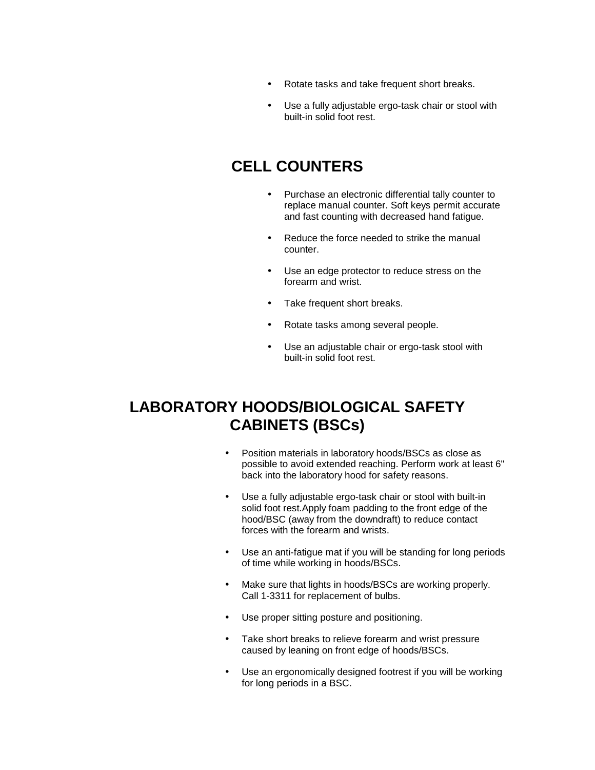- Rotate tasks and take frequent short breaks.
- Use a fully adjustable ergo-task chair or stool with built-in solid foot rest.

## CELL COUNTERS

- Purchase an electronic differential tally counter to replace manual counter. Soft keys permit accurate and fast counting with decreased hand fatigue.
- Reduce the force needed to strike the manual counter.
- Use an edge protector to reduce stress on the forearm and wrist.
- Take frequent short breaks.
- Rotate tasks among several people.
- Use an adjustable chair or ergo-task stool with built-in solid foot rest.

## LABORATORY HOODS/BIOLOGICAL SAFETY CABINETS (BSCs)

- Position materials in laboratory hoods/BSCs as close as possible to avoid extended reaching. Perform work at least 6" back into the laboratory hood for safety reasons.
- Use a fully adjustable ergo-task chair or stool with built-in solid foot rest.Apply foam padding to the front edge of the hood/BSC (away from the downdraft) to reduce contact forces with the forearm and wrists.
- Use an anti-fatigue mat if you will be standing for long periods of time while working in hoods/BSCs.
- Make sure that lights in hoods/BSCs are working properly. Call 1-3311 for replacement of bulbs.
- Use proper sitting posture and positioning.
- Take short breaks to relieve forearm and wrist pressure caused by leaning on front edge of hoods/BSCs.
- Use an ergonomically designed footrest if you will be working for long periods in a BSC.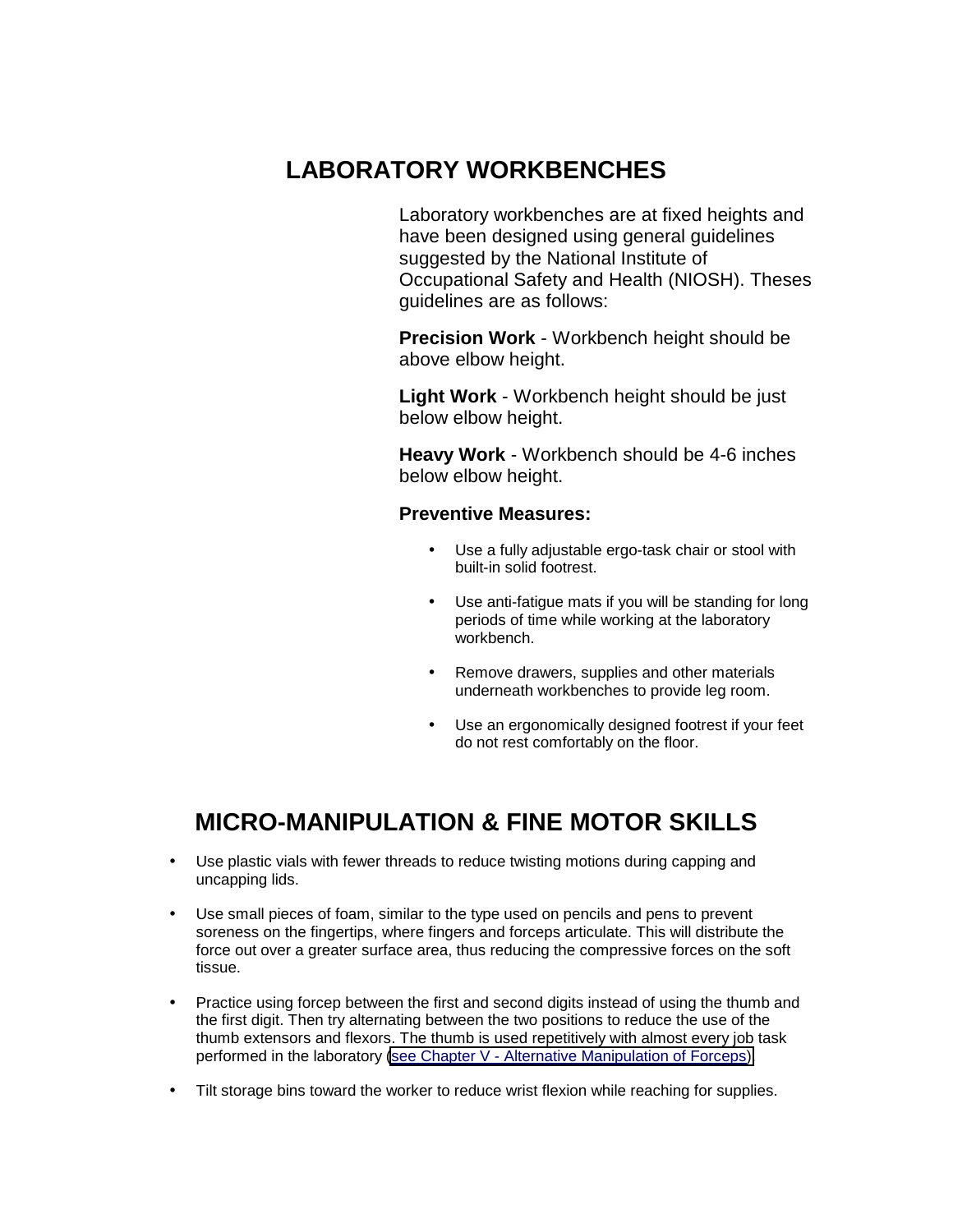## LABORATORY WORKBENCHES

Laboratory workbenches are at fixed heights and have been designed using general guidelines suggested by the National Institute of Occupational Safety and Health (NIOSH). Theses guidelines are as follows:

**Precision Work** - Workbench height should be above elbow height.

**Light Work** - Workbench height should be just below elbow height.

**Heavy Work** - Workbench should be 4-6 inches below elbow height.

**Preventive Measures:**

- Use a fully adjustable ergo-task chair or stool with built-in solid footrest.
- Use anti-fatigue mats if you will be standing for long periods of time while working at the laboratory workbench.
- Remove drawers, supplies and other materials underneath workbenches to provide leg room.
- Use an ergonomically designed footrest if your feet do not rest comfortably on the floor.

## MICRO-MANIPULATION & FINE MOTOR SKILLS

- Use plastic vials with fewer threads to reduce twisting motions during capping and uncapping lids.
- Use small pieces of foam, similar to the type used on pencils and pens to prevent soreness on the fingertips, where fingers and forceps articulate. This will distribute the force out over a greater surface area, thus reducing the compressive forces on the soft tissue.
- Practice using forcep between the first and second digits instead of using the thumb and the first digit. Then try alternating between the two positions to reduce the use of the thumb extensors and flexors. The thumb is used repetitively with almost every job task performed in the laboratory (see Chapter V - Alternative Manipulation of Forceps)
- Tilt storage bins toward the worker to reduce wrist flexion while reaching for supplies.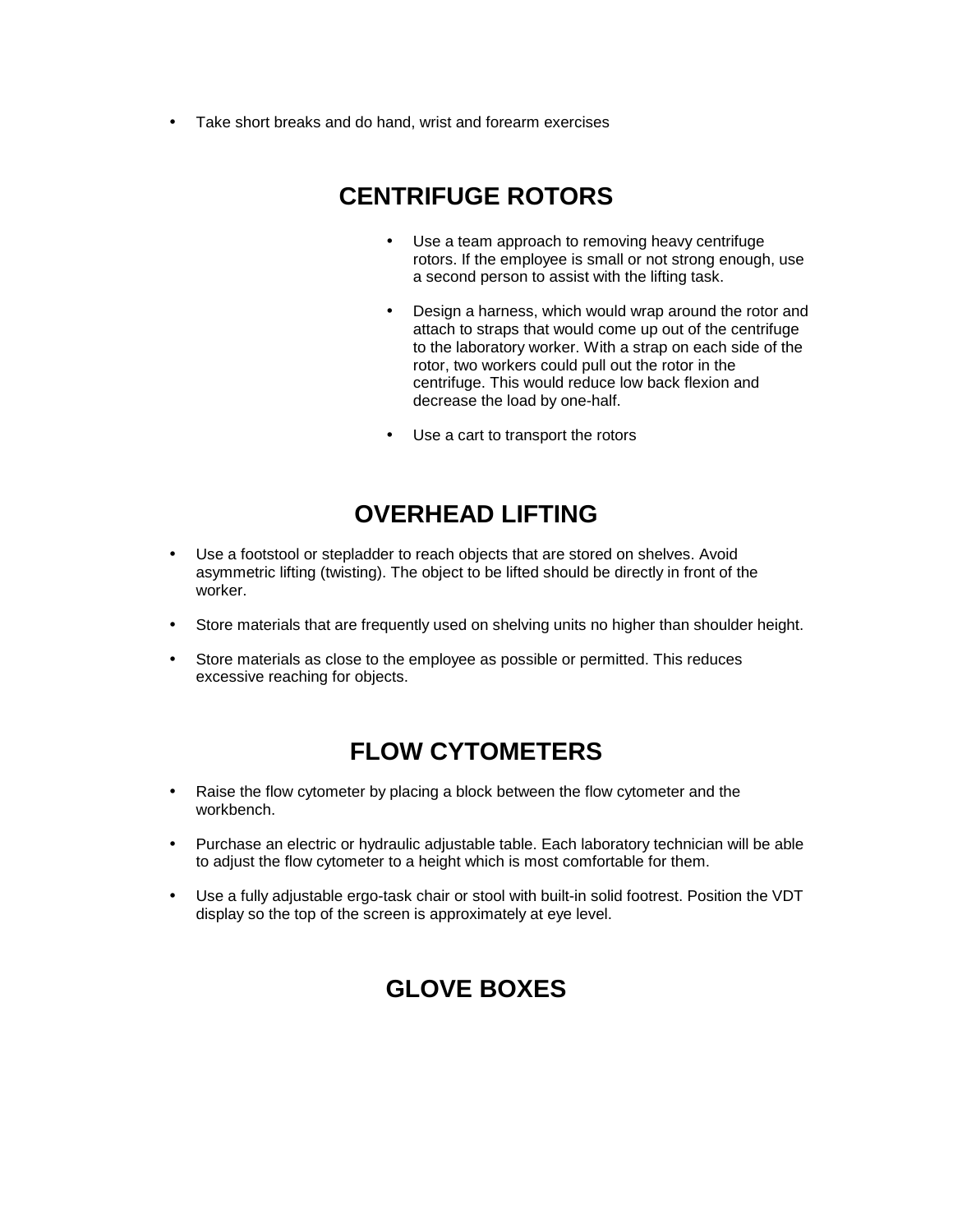- Take short breaks and do hand, wrist and forearm exercises

## CENTRIFUGE ROTORS

- Use a team approach to removing heavy centrifuge rotors. If the employee is small or not strong enough, use a second person to assist with the lifting task.
- Design a harness, which would wrap around the rotor and attach to straps that would come up out of the centrifuge to the laboratory worker. With a strap on each side of the rotor, two workers could pull out the rotor in the centrifuge. This would reduce low back flexion and decrease the load by one-half.
- Use a cart to transport the rotors

## OVERHEAD LIFTING

- Use a footstool or stepladder to reach objects that are stored on shelves. Avoid asymmetric lifting (twisting). The object to be lifted should be directly in front of the worker.
- Store materials that are frequently used on shelving units no higher than shoulder height.
- Store materials as close to the employee as possible or permitted. This reduces excessive reaching for objects.

## FLOW CYTOMETERS

- Raise the flow cytometer by placing a block between the flow cytometer and the workbench.
- Purchase an electric or hydraulic adjustable table. Each laboratory technician will be able to adjust the flow cytometer to a height which is most comfortable for them.
- Use a fully adjustable ergo-task chair or stool with built-in solid footrest. Position the VDT display so the top of the screen is approximately at eye level.

## GLOVE BOXES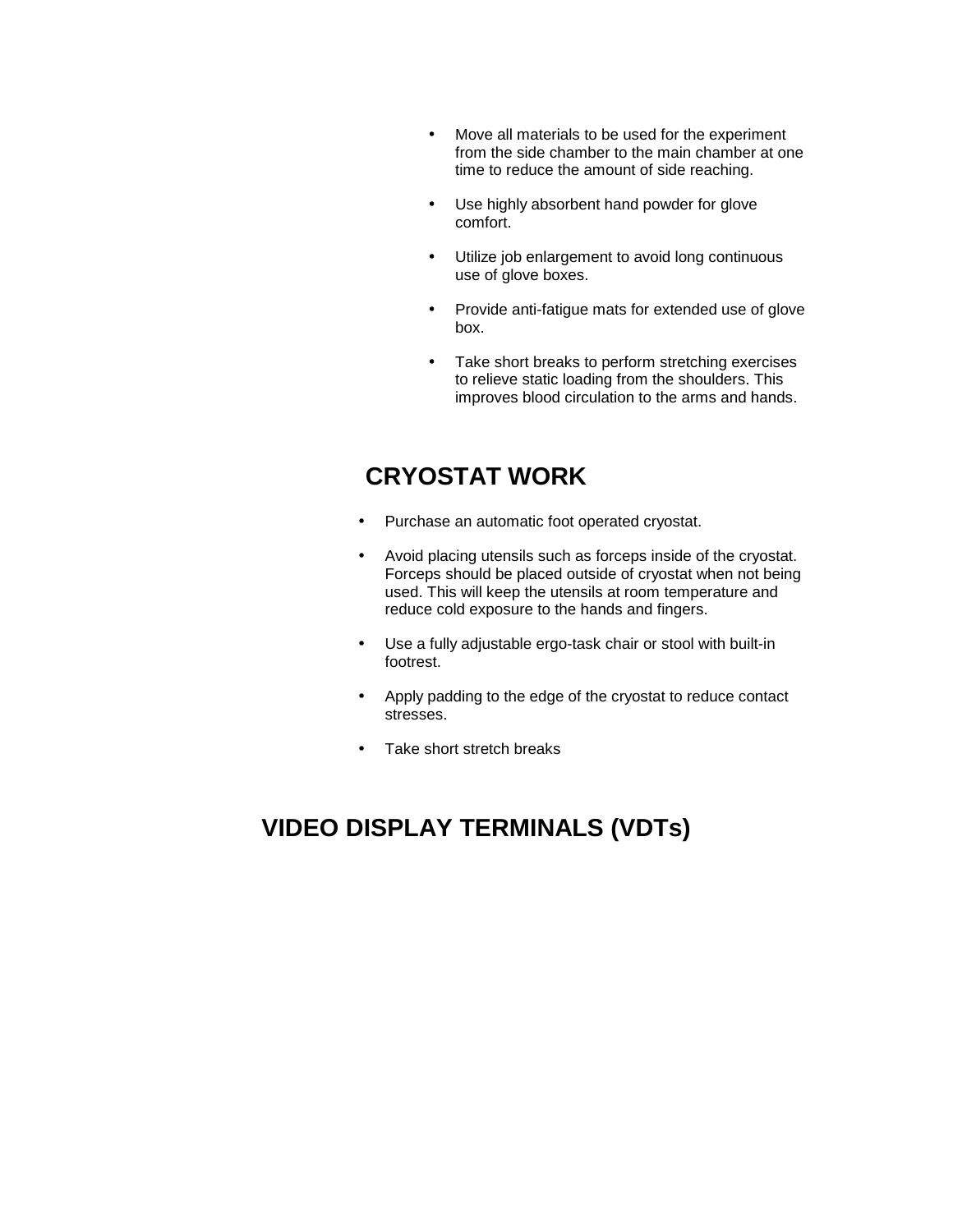- Move all materials to be used for the experiment from the side chamber to the main chamber at one time to reduce the amount of side reaching.
- Use highly absorbent hand powder for glove comfort.
- Utilize job enlargement to avoid long continuous use of glove boxes.
- Provide anti-fatigue mats for extended use of glove box.
- Take short breaks to perform stretching exercises to relieve static loading from the shoulders. This improves blood circulation to the arms and hands.

## CRYOSTAT WORK

- Purchase an automatic foot operated cryostat.
- Avoid placing utensils such as forceps inside of the cryostat. Forceps should be placed outside of cryostat when not being used. This will keep the utensils at room temperature and reduce cold exposure to the hands and fingers.
- Use a fully adjustable ergo-task chair or stool with built-in footrest.
- Apply padding to the edge of the cryostat to reduce contact stresses.
- Take short stretch breaks

## VIDEO DISPLAY TERMINALS (VDTs)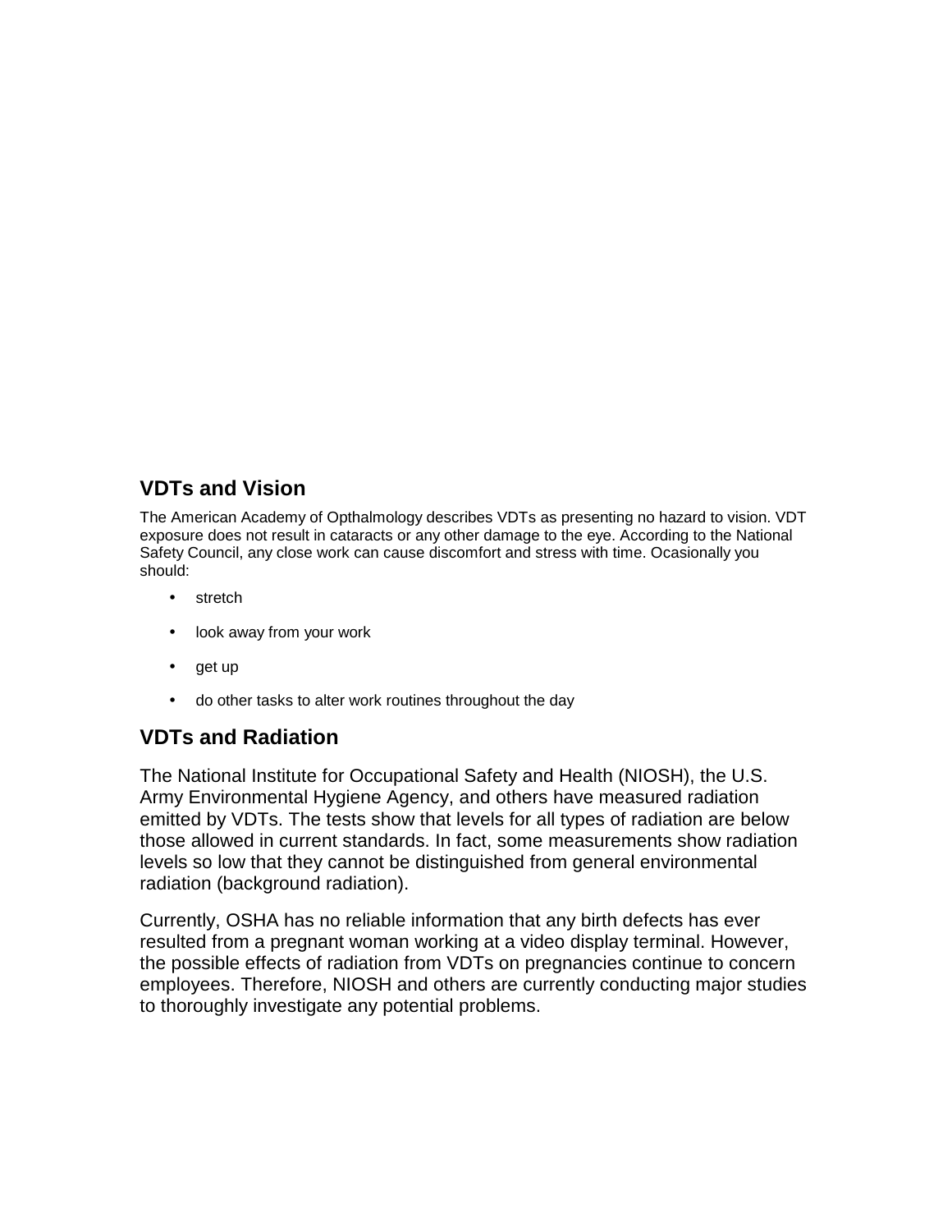## VDTs and Vision

The American Academy of Opthalmology describes VDTs as presenting no hazard to vision. VDT exposure does not result in cataracts or any other damage to the eye. According to the National Safety Council, any close work can cause discomfort and stress with time. Ocasionally you should:

- stretch
- look away from your work
- get up
- do other tasks to alter work routines throughout the day

## VDTs and Radiation

The National Institute for Occupational Safety and Health (NIOSH), the U.S. Army Environmental Hygiene Agency, and others have measured radiation emitted by VDTs. The tests show that levels for all types of radiation are below those allowed in current standards. In fact, some measurements show radiation levels so low that they cannot be distinguished from general environmental radiation (background radiation).

Currently, OSHA has no reliable information that any birth defects has ever resulted from a pregnant woman working at a video display terminal. However, the possible effects of radiation from VDTs on pregnancies continue to concern employees. Therefore, NIOSH and others are currently conducting major studies to thoroughly investigate any potential problems.